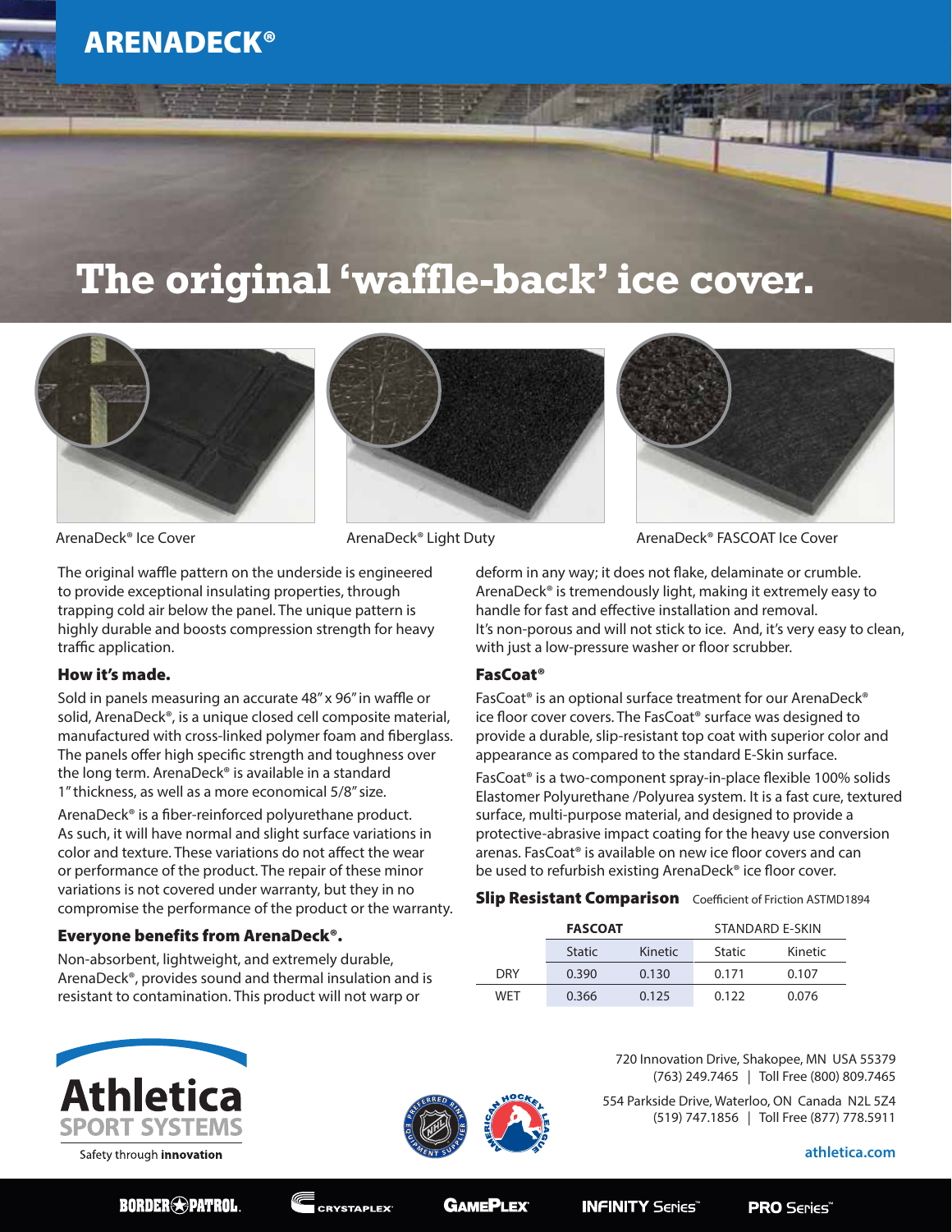# ARENADECK®

## The original 'waffle-back' ice cover.

ArenaDeck® Ice Cover

ArenaDeck® Light Duty

ArenaDeck® FASCOAT Ice Cover

The original waffle pattern on the underside is engineered to provide exceptional insulating properties, through trapping cold air below the panel. The unique pattern is highly durable and boosts compression strength for heavy traffic application.

### How it's made.

Sold in panels measuring an accurate 48" x 96" in waffle or solid, ArenaDeck®, is a unique closed cell composite material, manufactured with cross-linked polymer foam and fiberglass. The panels offer high specific strength and toughness over the long term. ArenaDeck® is available in a standard 1" thickness, as well as a more economical 5/8" size.

ArenaDeck® is a fiber-reinforced polyurethane product. As such, it will have normal and slight surface variations in color and texture. These variations do not affect the wear or performance of the product. The repair of these minor variations is not covered under warranty, but they in no compromise the performance of the product or the warranty.

### Everyone benefits from ArenaDeck®.

Non-absorbent, lightweight, and extremely durable, ArenaDeck®, provides sound and thermal insulation and is resistant to contamination. This product will not warp or deform in any way; it does not flake, delaminate or crumble. ArenaDeck® is tremendously light, making it extremely easy to handle for fast and effective installation and removal. It's non-porous and will not stick to ice. And, it's very easy to clean, with just a low-pressure washer or floor scrubber.

### FasCoat®

FasCoat® is an optional surface treatment for our ArenaDeck® ice floor cover covers. The FasCoat® surface was designed to provide a durable, slip-resistant top coat with superior color and appearance as compared to the standard E-Skin surface.

FasCoat® is a two-component spray-in-place flexible 100% solids Elastomer Polyurethane /Polyurea system. It is a fast cure, textured surface, multi-purpose material, and designed to provide a protective-abrasive impact coating for the heavy use conversion arenas. FasCoat® is available on new ice floor covers and can be used to refurbish existing ArenaDeck® ice floor cover.

### Slip Resistant Comparison

Coefficient of Friction ASTMD1894

| | FASCOAT | | STANDARD E-SKIN | |
|---|---|---|---|---|
| | Static | Kinetic | Static | Kinetic |
| DRY | 0.390 | 0.130 | 0.171 | 0.107 |
| WET | 0.366 | 0.125 | 0.122 | 0.076 |

**Athletica** SPORT SYSTEMS
Safety through **innovation**

720 Innovation Drive, Shakopee, MN USA 55379
(763) 249.7465 | Toll Free (800) 809.7465

554 Parkside Drive, Waterloo, ON Canada N2L 5Z4
(519) 747.1856 | Toll Free (877) 778.5911

athletica.com

BORDER PATROL. CRYSTAPLEX GAMEPLEX INFINITY Series PRO Series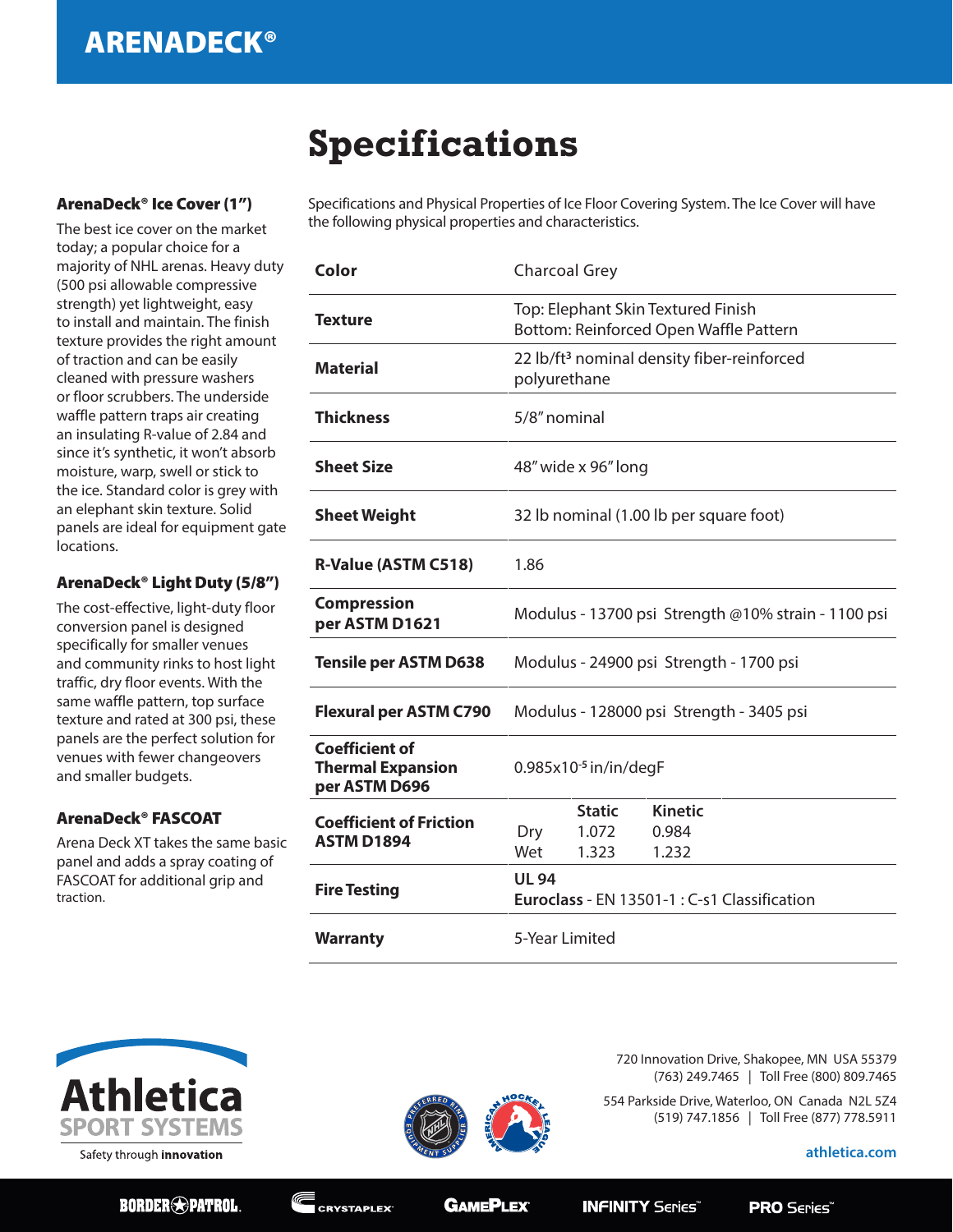# ARENADECK®

## Specifications

### ArenaDeck® Ice Cover (1")

The best ice cover on the market today; a popular choice for a majority of NHL arenas. Heavy duty (500 psi allowable compressive strength) yet lightweight, easy to install and maintain. The finish texture provides the right amount of traction and can be easily cleaned with pressure washers or floor scrubbers. The underside waffle pattern traps air creating an insulating R-value of 2.84 and since it's synthetic, it won't absorb moisture, warp, swell or stick to the ice. Standard color is grey with an elephant skin texture. Solid panels are ideal for equipment gate locations.

### ArenaDeck® Light Duty (5/8")

The cost-effective, light-duty floor conversion panel is designed specifically for smaller venues and community rinks to host light traffic, dry floor events. With the same waffle pattern, top surface texture and rated at 300 psi, these panels are the perfect solution for venues with fewer changeovers and smaller budgets.

### ArenaDeck® FASCOAT

Arena Deck XT takes the same basic panel and adds a spray coating of FASCOAT for additional grip and traction.

Specifications and Physical Properties of Ice Floor Covering System. The Ice Cover will have the following physical properties and characteristics.

| | |
|---|---|
| **Color** | Charcoal Grey |
| **Texture** | Top: Elephant Skin Textured Finish<br>Bottom: Reinforced Open Waffle Pattern |
| **Material** | 22 lb/ft³ nominal density fiber-reinforced polyurethane |
| **Thickness** | 5/8" nominal |
| **Sheet Size** | 48" wide x 96" long |
| **Sheet Weight** | 32 lb nominal (1.00 lb per square foot) |
| **R-Value (ASTM C518)** | 1.86 |
| **Compression per ASTM D1621** | Modulus - 13700 psi  Strength @10% strain - 1100 psi |
| **Tensile per ASTM D638** | Modulus - 24900 psi  Strength - 1700 psi |
| **Flexural per ASTM C790** | Modulus - 128000 psi  Strength - 3405 psi |
| **Coefficient of Thermal Expansion per ASTM D696** | $0.985 \times 10^{-5}$ in/in/degF |
| **Coefficient of Friction ASTM D1894** | **Static** / **Kinetic**<br>Dry: 1.072 / 0.984<br>Wet: 1.323 / 1.232 |
| **Fire Testing** | **UL 94**<br>**Euroclass** - EN 13501-1 : C-s1 Classification |
| **Warranty** | 5-Year Limited |

Athletica SPORT SYSTEMS
Safety through **innovation**

720 Innovation Drive, Shakopee, MN USA 55379
(763) 249.7465 | Toll Free (800) 809.7465

554 Parkside Drive, Waterloo, ON Canada N2L 5Z4
(519) 747.1856 | Toll Free (877) 778.5911

athletica.com

BORDER PATROL. CRYSTAPLEX GAMEPLEX INFINITY Series PRO Series